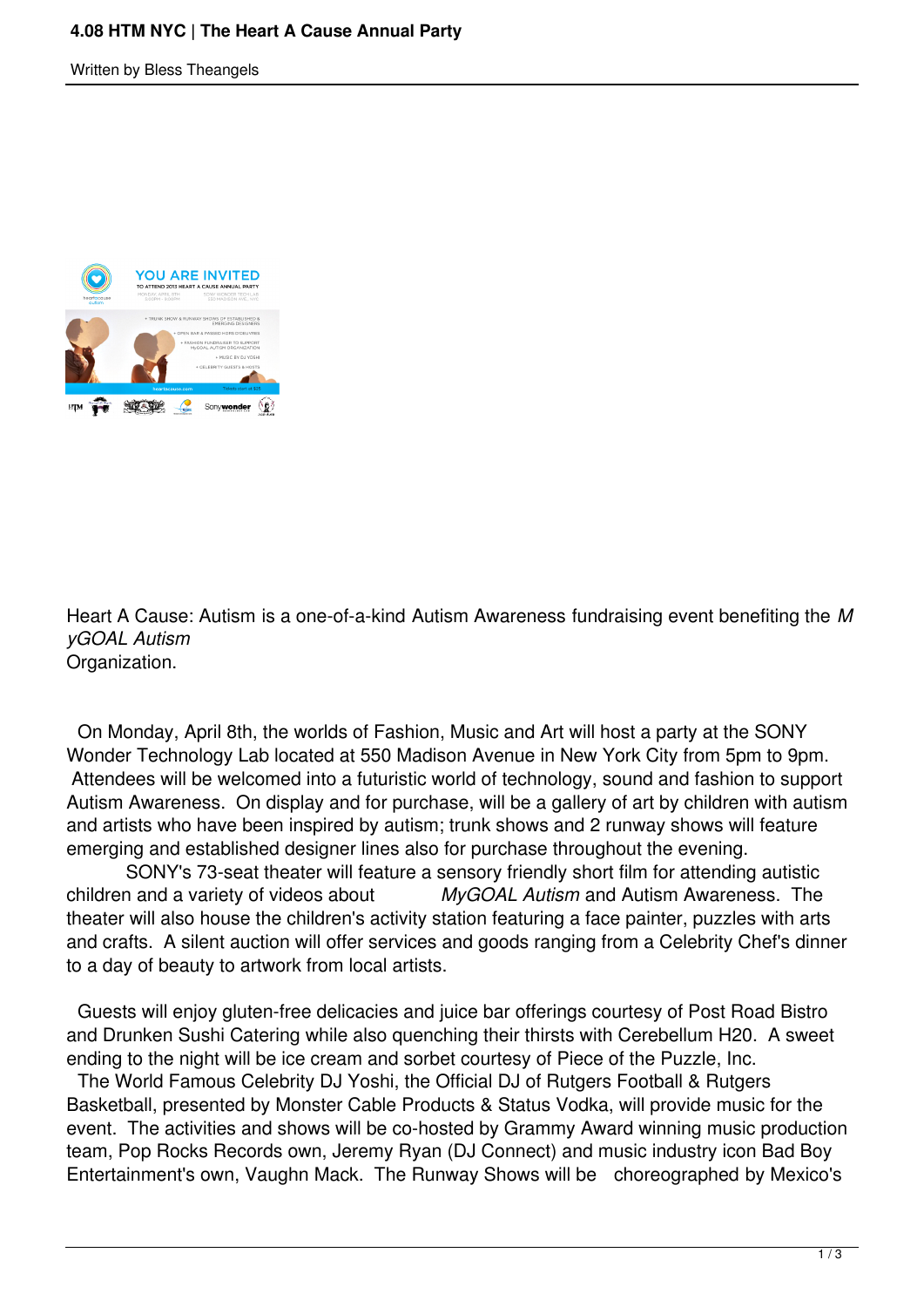# 4.08 HTM NYC | The Heart A Cause Annual Party

Written by Bless Theangels

Heart A Cause: Autism is a one-of-a-kind Autism Awareness fundraising event benefiting the *MyGOAL Autism* Organization.

On Monday, April 8th, the worlds of Fashion, Music and Art will host a party at the SONY Wonder Technology Lab located at 550 Madison Avenue in New York City from 5pm to 9pm. Attendees will be welcomed into a futuristic world of technology, sound and fashion to support Autism Awareness. On display and for purchase, will be a gallery of art by children with autism and artists who have been inspired by autism; trunk shows and 2 runway shows will feature emerging and established designer lines also for purchase throughout the evening.

SONY's 73-seat theater will feature a sensory friendly short film for attending autistic children and a variety of videos about *MyGOAL Autism* and Autism Awareness. The theater will also house the children's activity station featuring a face painter, puzzles with arts and crafts. A silent auction will offer services and goods ranging from a Celebrity Chef's dinner to a day of beauty to artwork from local artists.

Guests will enjoy gluten-free delicacies and juice bar offerings courtesy of Post Road Bistro and Drunken Sushi Catering while also quenching their thirsts with Cerebellum H20. A sweet ending to the night will be ice cream and sorbet courtesy of Piece of the Puzzle, Inc.

The World Famous Celebrity DJ Yoshi, the Official DJ of Rutgers Football & Rutgers Basketball, presented by Monster Cable Products & Status Vodka, will provide music for the event. The activities and shows will be co-hosted by Grammy Award winning music production team, Pop Rocks Records own, Jeremy Ryan (DJ Connect) and music industry icon Bad Boy Entertainment's own, Vaughn Mack. The Runway Shows will be choreographed by Mexico's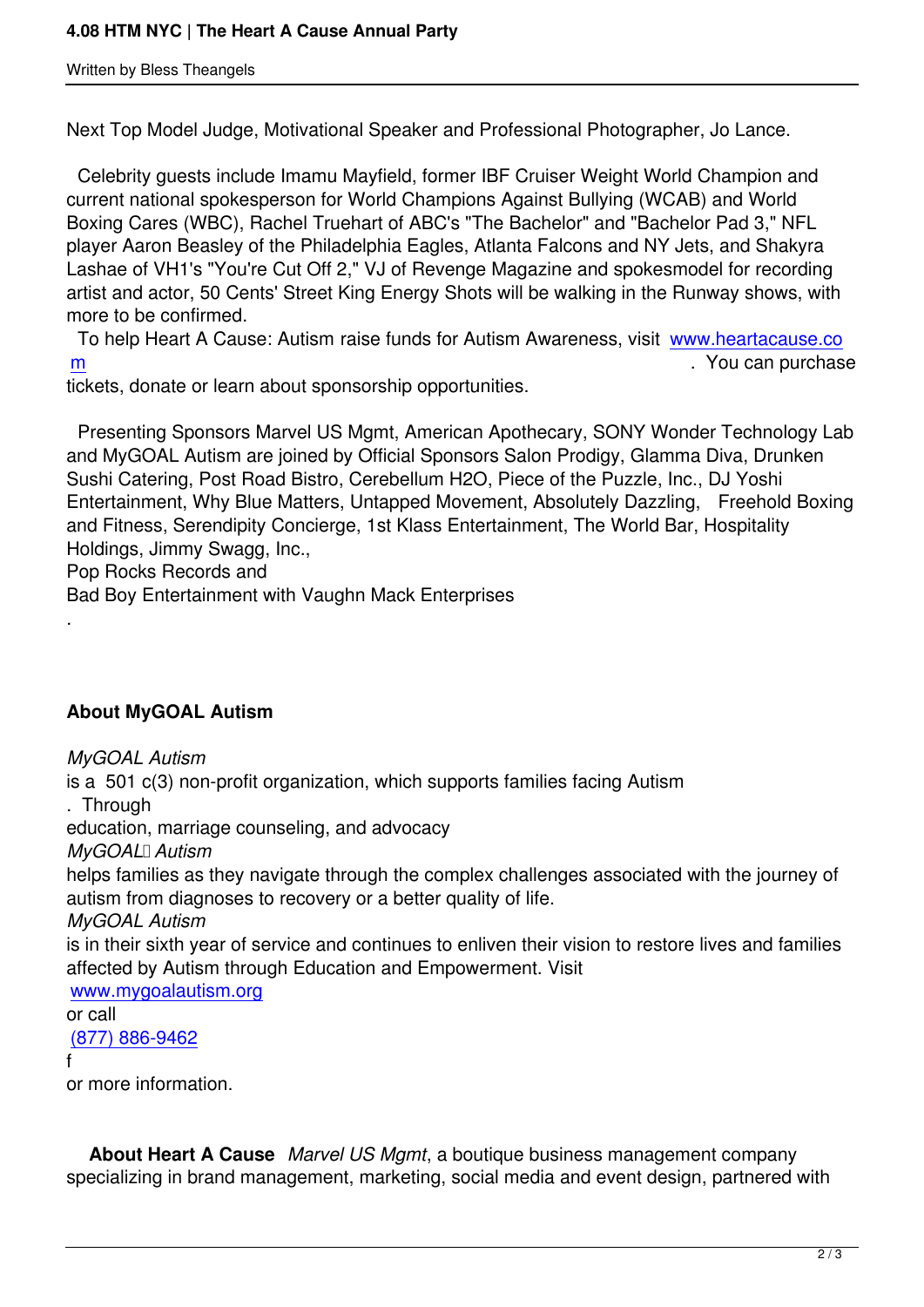Next Top Model Judge, Motivational Speaker and Professional Photographer, Jo Lance.

Celebrity guests include Imamu Mayfield, former IBF Cruiser Weight World Champion and current national spokesperson for World Champions Against Bullying (WCAB) and World Boxing Cares (WBC), Rachel Truehart of ABC's "The Bachelor" and "Bachelor Pad 3," NFL player Aaron Beasley of the Philadelphia Eagles, Atlanta Falcons and NY Jets, and Shakyra Lashae of VH1's "You're Cut Off 2," VJ of Revenge Magazine and spokesmodel for recording artist and actor, 50 Cents' Street King Energy Shots will be walking in the Runway shows, with more to be confirmed.

To help Heart A Cause: Autism raise funds for Autism Awareness, visit www.heartacause.com. You can purchase tickets, donate or learn about sponsorship opportunities.

Presenting Sponsors Marvel US Mgmt, American Apothecary, SONY Wonder Technology Lab and MyGOAL Autism are joined by Official Sponsors Salon Prodigy, Glamma Diva, Drunken Sushi Catering, Post Road Bistro, Cerebellum H2O, Piece of the Puzzle, Inc., DJ Yoshi Entertainment, Why Blue Matters, Untapped Movement, Absolutely Dazzling, Freehold Boxing and Fitness, Serendipity Concierge, 1st Klass Entertainment, The World Bar, Hospitality Holdings, Jimmy Swagg, Inc., Pop Rocks Records and Bad Boy Entertainment with Vaughn Mack Enterprises.

**About MyGOAL Autism**

*MyGOAL Autism* is a 501 c(3) non-profit organization, which supports families facing Autism. Through education, marriage counseling, and advocacy *MyGOAL Autism* helps families as they navigate through the complex challenges associated with the journey of autism from diagnoses to recovery or a better quality of life. *MyGOAL Autism* is in their sixth year of service and continues to enliven their vision to restore lives and families affected by Autism through Education and Empowerment. Visit www.mygoalautism.org or call (877) 886-9462 for more information.

**About Heart A Cause** *Marvel US Mgmt*, a boutique business management company specializing in brand management, marketing, social media and event design, partnered with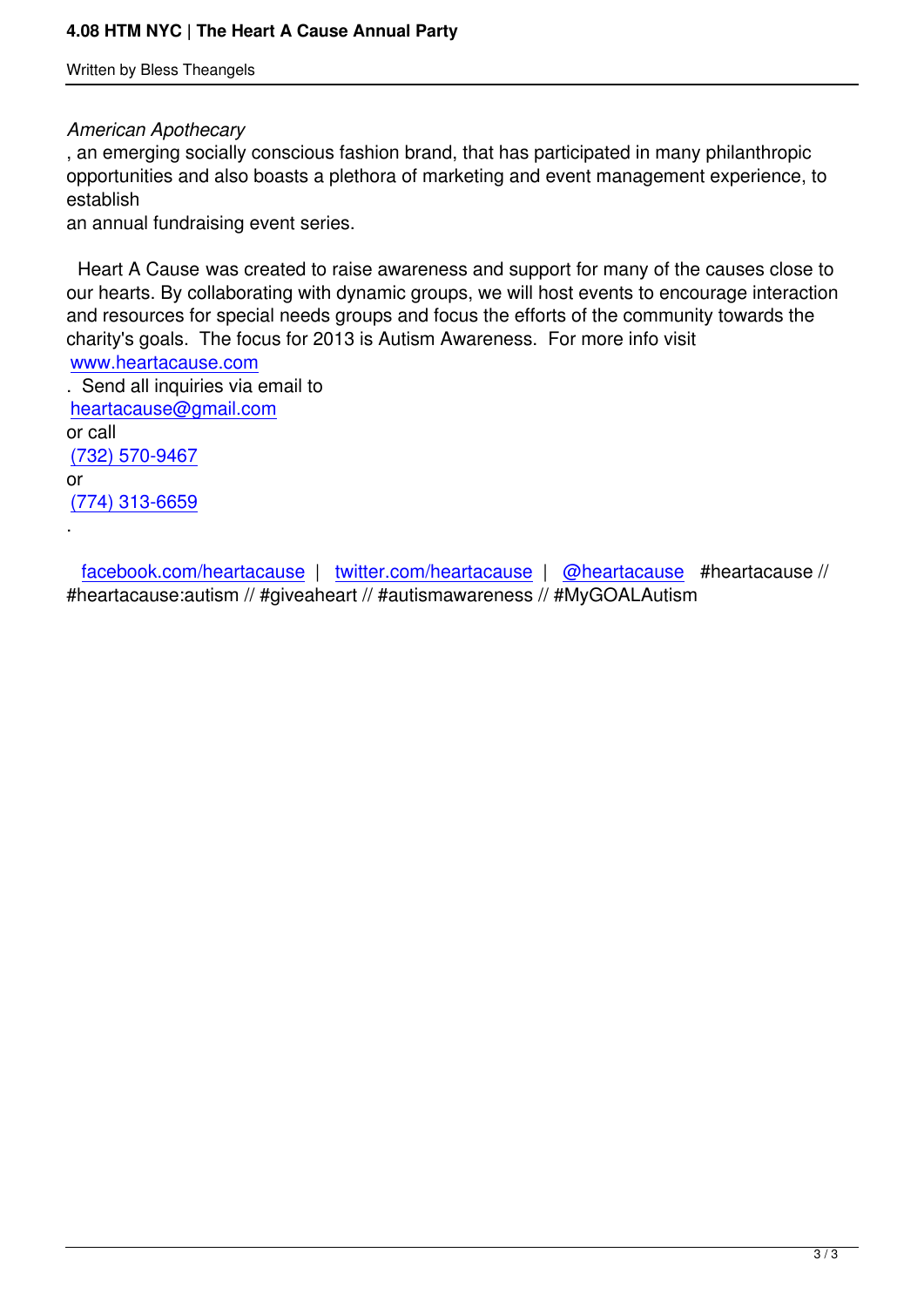*American Apothecary*, an emerging socially conscious fashion brand, that has participated in many philanthropic opportunities and also boasts a plethora of marketing and event management experience, to establish an annual fundraising event series.

Heart A Cause was created to raise awareness and support for many of the causes close to our hearts. By collaborating with dynamic groups, we will host events to encourage interaction and resources for special needs groups and focus the efforts of the community towards the charity's goals. The focus for 2013 is Autism Awareness. For more info visit www.heartacause.com. Send all inquiries via email to heartacause@gmail.com or call (732) 570-9467 or (774) 313-6659.

facebook.com/heartacause | twitter.com/heartacause | @heartacause #heartacause // #heartacause:autism // #giveaheart // #autismawareness // #MyGOALAutism